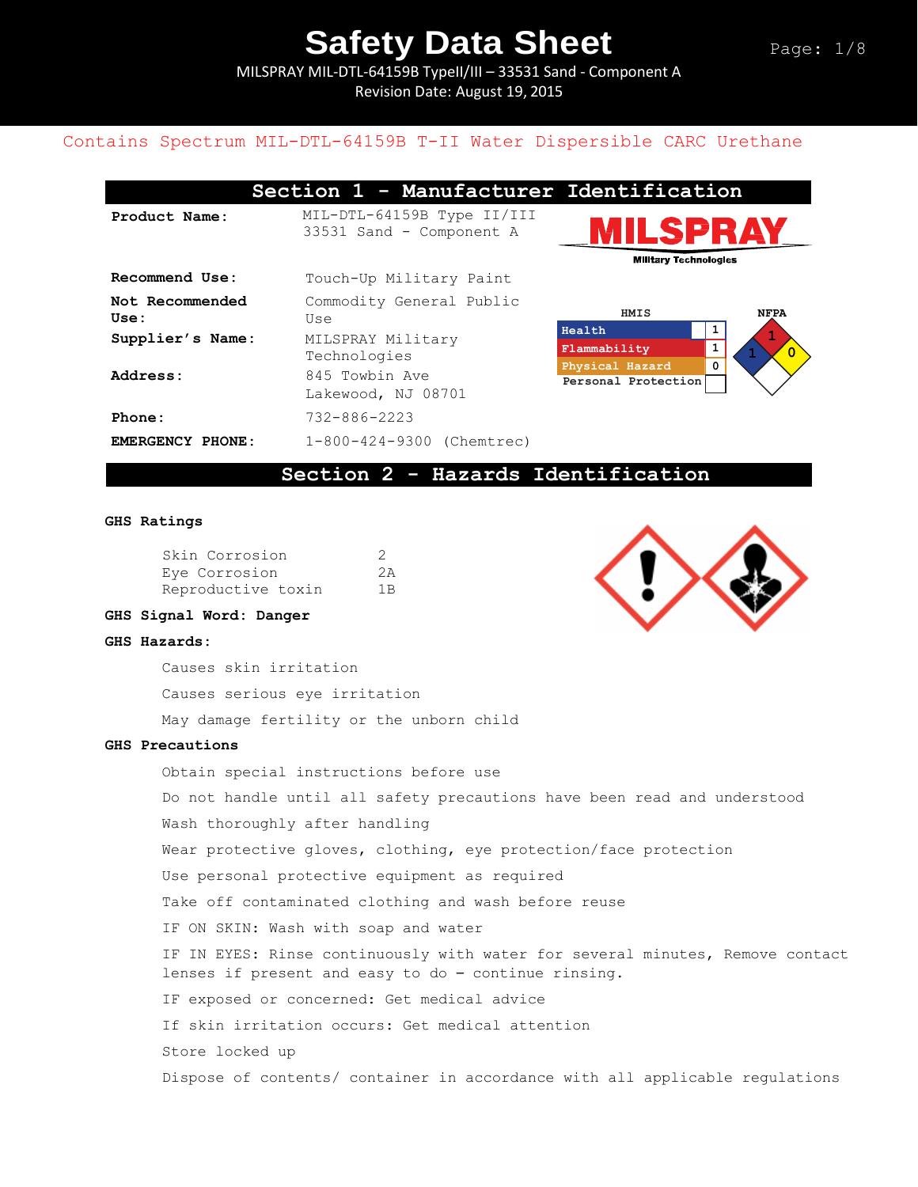# Safety Data Sheet

MILSPRAY MIL-DTL-64159B TypeII/III – 33531 Sand - Component A

Revision Date: August 19, 2015

Contains Spectrum MIL-DTL-64159B T-II Water Dispersible CARC Urethane

## Section 1 - Manufacturer Identification

| | |
|---|---|
| **Product Name:** | MIL-DTL-64159B Type II/III 33531 Sand - Component A |
| **Recommend Use:** | Touch-Up Military Paint |
| **Not Recommended Use:** | Commodity General Public Use |
| **Supplier's Name:** | MILSPRAY Military Technologies |
| **Address:** | 845 Towbin Ave Lakewood, NJ 08701 |
| **Phone:** | 732-886-2223 |
| **EMERGENCY PHONE:** | 1-800-424-9300 (Chemtrec) |

MILSPRAY Military Technologies

**HMIS**

| | |
|---|---|
| Health | 1 |
| Flammability | 1 |
| Physical Hazard | 0 |
| Personal Protection | |

**NFPA**: Health 1, Flammability 1, Instability 0

## Section 2 - Hazards Identification

**GHS Ratings**

| | |
|---|---|
| Skin Corrosion | 2 |
| Eye Corrosion | 2A |
| Reproductive toxin | 1B |

**GHS Signal Word: Danger**

**GHS Hazards:**

Causes skin irritation

Causes serious eye irritation

May damage fertility or the unborn child

**GHS Precautions**

Obtain special instructions before use

Do not handle until all safety precautions have been read and understood

Wash thoroughly after handling

Wear protective gloves, clothing, eye protection/face protection

Use personal protective equipment as required

Take off contaminated clothing and wash before reuse

IF ON SKIN: Wash with soap and water

IF IN EYES: Rinse continuously with water for several minutes, Remove contact lenses if present and easy to do – continue rinsing.

IF exposed or concerned: Get medical advice

If skin irritation occurs: Get medical attention

Store locked up

Dispose of contents/ container in accordance with all applicable regulations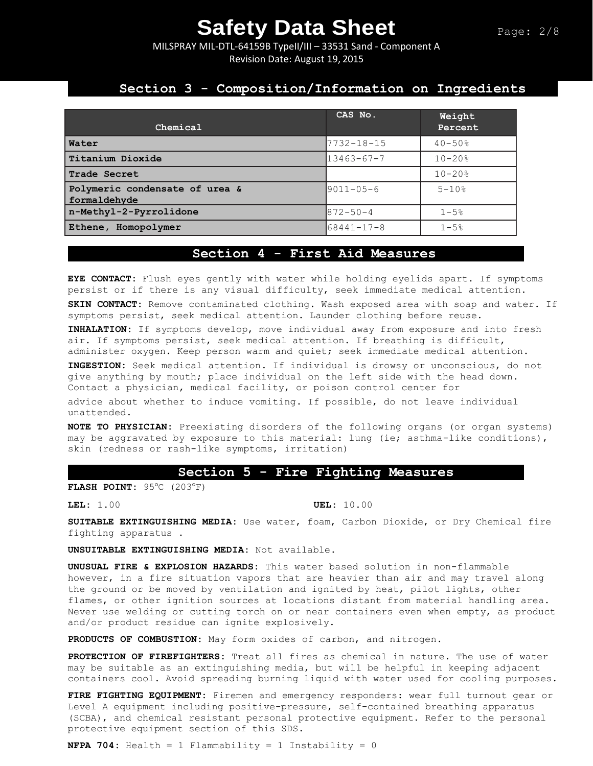## Section 3 - Composition/Information on Ingredients

| Chemical | CAS No. | Weight Percent |
|---|---|---|
| **Water** | 7732-18-15 | 40-50% |
| **Titanium Dioxide** | 13463-67-7 | 10-20% |
| **Trade Secret** | | 10-20% |
| **Polymeric condensate of urea & formaldehyde** | 9011-05-6 | 5-10% |
| **n-Methyl-2-Pyrrolidone** | 872-50-4 | 1-5% |
| **Ethene, Homopolymer** | 68441-17-8 | 1-5% |

## Section 4 - First Aid Measures

**EYE CONTACT:** Flush eyes gently with water while holding eyelids apart. If symptoms persist or if there is any visual difficulty, seek immediate medical attention.

**SKIN CONTACT:** Remove contaminated clothing. Wash exposed area with soap and water. If symptoms persist, seek medical attention. Launder clothing before reuse.

**INHALATION:** If symptoms develop, move individual away from exposure and into fresh air. If symptoms persist, seek medical attention. If breathing is difficult, administer oxygen. Keep person warm and quiet; seek immediate medical attention.

**INGESTION:** Seek medical attention. If individual is drowsy or unconscious, do not give anything by mouth; place individual on the left side with the head down. Contact a physician, medical facility, or poison control center for

advice about whether to induce vomiting. If possible, do not leave individual unattended.

**NOTE TO PHYSICIAN:** Preexisting disorders of the following organs (or organ systems) may be aggravated by exposure to this material: lung (ie; asthma-like conditions), skin (redness or rash-like symptoms, irritation)

## Section 5 - Fire Fighting Measures

**FLASH POINT:** 95°C (203°F)

**LEL:** 1.00 **UEL:** 10.00

**SUITABLE EXTINGUISHING MEDIA:** Use water, foam, Carbon Dioxide, or Dry Chemical fire fighting apparatus .

**UNSUITABLE EXTINGUISHING MEDIA:** Not available.

**UNUSUAL FIRE & EXPLOSION HAZARDS:** This water based solution in non-flammable however, in a fire situation vapors that are heavier than air and may travel along the ground or be moved by ventilation and ignited by heat, pilot lights, other flames, or other ignition sources at locations distant from material handling area. Never use welding or cutting torch on or near containers even when empty, as product and/or product residue can ignite explosively.

**PRODUCTS OF COMBUSTION:** May form oxides of carbon, and nitrogen.

**PROTECTION OF FIREFIGHTERS:** Treat all fires as chemical in nature. The use of water may be suitable as an extinguishing media, but will be helpful in keeping adjacent containers cool. Avoid spreading burning liquid with water used for cooling purposes.

**FIRE FIGHTING EQUIPMENT:** Firemen and emergency responders: wear full turnout gear or Level A equipment including positive-pressure, self-contained breathing apparatus (SCBA), and chemical resistant personal protective equipment. Refer to the personal protective equipment section of this SDS.

**NFPA 704:** Health = 1 Flammability = 1 Instability = 0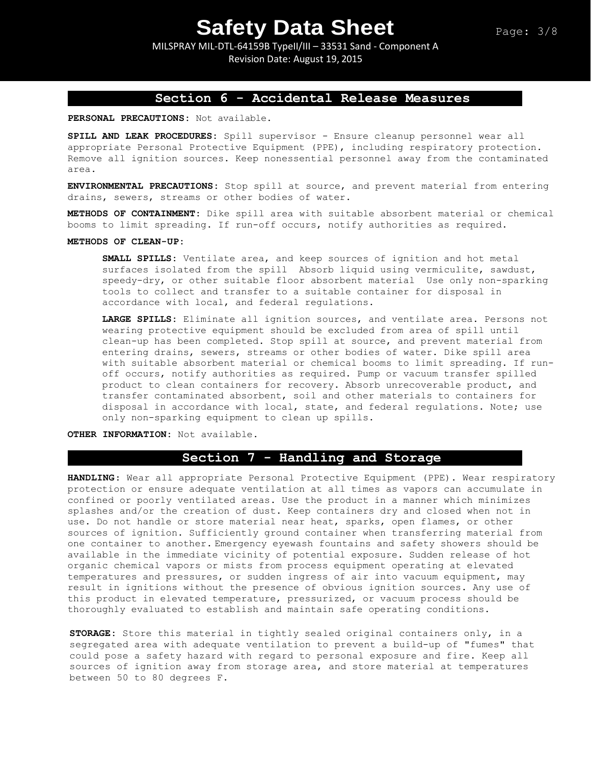## Section 6 - Accidental Release Measures

**PERSONAL PRECAUTIONS:** Not available.

**SPILL AND LEAK PROCEDURES:** Spill supervisor - Ensure cleanup personnel wear all appropriate Personal Protective Equipment (PPE), including respiratory protection. Remove all ignition sources. Keep nonessential personnel away from the contaminated area.

**ENVIRONMENTAL PRECAUTIONS:** Stop spill at source, and prevent material from entering drains, sewers, streams or other bodies of water.

**METHODS OF CONTAINMENT:** Dike spill area with suitable absorbent material or chemical booms to limit spreading. If run-off occurs, notify authorities as required.

**METHODS OF CLEAN-UP:**

> **SMALL SPILLS:** Ventilate area, and keep sources of ignition and hot metal surfaces isolated from the spill Absorb liquid using vermiculite, sawdust, speedy-dry, or other suitable floor absorbent material Use only non-sparking tools to collect and transfer to a suitable container for disposal in accordance with local, and federal regulations.
>
> **LARGE SPILLS:** Eliminate all ignition sources, and ventilate area. Persons not wearing protective equipment should be excluded from area of spill until clean-up has been completed. Stop spill at source, and prevent material from entering drains, sewers, streams or other bodies of water. Dike spill area with suitable absorbent material or chemical booms to limit spreading. If run-off occurs, notify authorities as required. Pump or vacuum transfer spilled product to clean containers for recovery. Absorb unrecoverable product, and transfer contaminated absorbent, soil and other materials to containers for disposal in accordance with local, state, and federal regulations. Note; use only non-sparking equipment to clean up spills.

**OTHER INFORMATION:** Not available.

## Section 7 - Handling and Storage

**HANDLING:** Wear all appropriate Personal Protective Equipment (PPE). Wear respiratory protection or ensure adequate ventilation at all times as vapors can accumulate in confined or poorly ventilated areas. Use the product in a manner which minimizes splashes and/or the creation of dust. Keep containers dry and closed when not in use. Do not handle or store material near heat, sparks, open flames, or other sources of ignition. Sufficiently ground container when transferring material from one container to another. Emergency eyewash fountains and safety showers should be available in the immediate vicinity of potential exposure. Sudden release of hot organic chemical vapors or mists from process equipment operating at elevated temperatures and pressures, or sudden ingress of air into vacuum equipment, may result in ignitions without the presence of obvious ignition sources. Any use of this product in elevated temperature, pressurized, or vacuum process should be thoroughly evaluated to establish and maintain safe operating conditions.

**STORAGE:** Store this material in tightly sealed original containers only, in a segregated area with adequate ventilation to prevent a build-up of "fumes" that could pose a safety hazard with regard to personal exposure and fire. Keep all sources of ignition away from storage area, and store material at temperatures between 50 to 80 degrees F.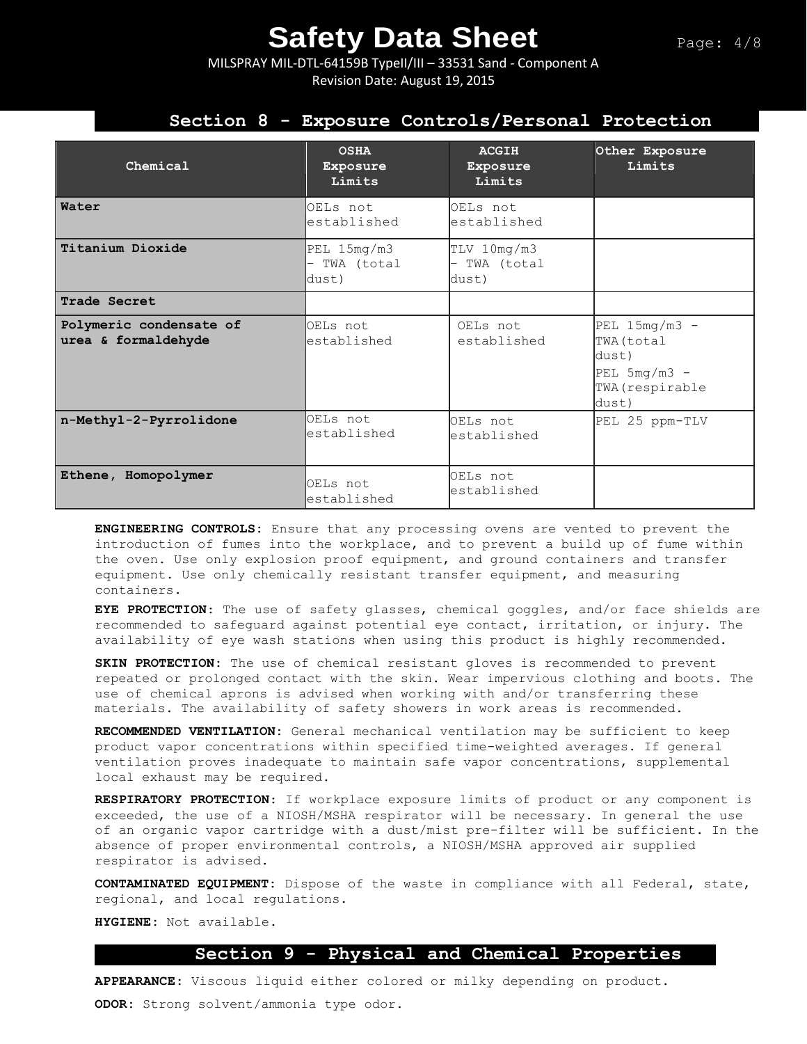## Section 8 - Exposure Controls/Personal Protection

| Chemical | OSHA Exposure Limits | ACGIH Exposure Limits | Other Exposure Limits |
|---|---|---|---|
| **Water** | OELs not established | OELs not established | |
| **Titanium Dioxide** | PEL 15mg/m3 - TWA (total dust) | TLV 10mg/m3 - TWA (total dust) | |
| **Trade Secret** | | | |
| **Polymeric condensate of urea & formaldehyde** | OELs not established | OELs not established | PEL 15mg/m3 - TWA(total dust) PEL 5mg/m3 - TWA(respirable dust) |
| **n-Methyl-2-Pyrrolidone** | OELs not established | OELs not established | PEL 25 ppm-TLV |
| **Ethene, Homopolymer** | OELs not established | OELs not established | |

**ENGINEERING CONTROLS:** Ensure that any processing ovens are vented to prevent the introduction of fumes into the workplace, and to prevent a build up of fume within the oven. Use only explosion proof equipment, and ground containers and transfer equipment. Use only chemically resistant transfer equipment, and measuring containers.

**EYE PROTECTION:** The use of safety glasses, chemical goggles, and/or face shields are recommended to safeguard against potential eye contact, irritation, or injury. The availability of eye wash stations when using this product is highly recommended.

**SKIN PROTECTION:** The use of chemical resistant gloves is recommended to prevent repeated or prolonged contact with the skin. Wear impervious clothing and boots. The use of chemical aprons is advised when working with and/or transferring these materials. The availability of safety showers in work areas is recommended.

**RECOMMENDED VENTILATION:** General mechanical ventilation may be sufficient to keep product vapor concentrations within specified time-weighted averages. If general ventilation proves inadequate to maintain safe vapor concentrations, supplemental local exhaust may be required.

**RESPIRATORY PROTECTION:** If workplace exposure limits of product or any component is exceeded, the use of a NIOSH/MSHA respirator will be necessary. In general the use of an organic vapor cartridge with a dust/mist pre-filter will be sufficient. In the absence of proper environmental controls, a NIOSH/MSHA approved air supplied respirator is advised.

**CONTAMINATED EQUIPMENT:** Dispose of the waste in compliance with all Federal, state, regional, and local regulations.

**HYGIENE:** Not available.

## Section 9 - Physical and Chemical Properties

**APPEARANCE:** Viscous liquid either colored or milky depending on product.

**ODOR:** Strong solvent/ammonia type odor.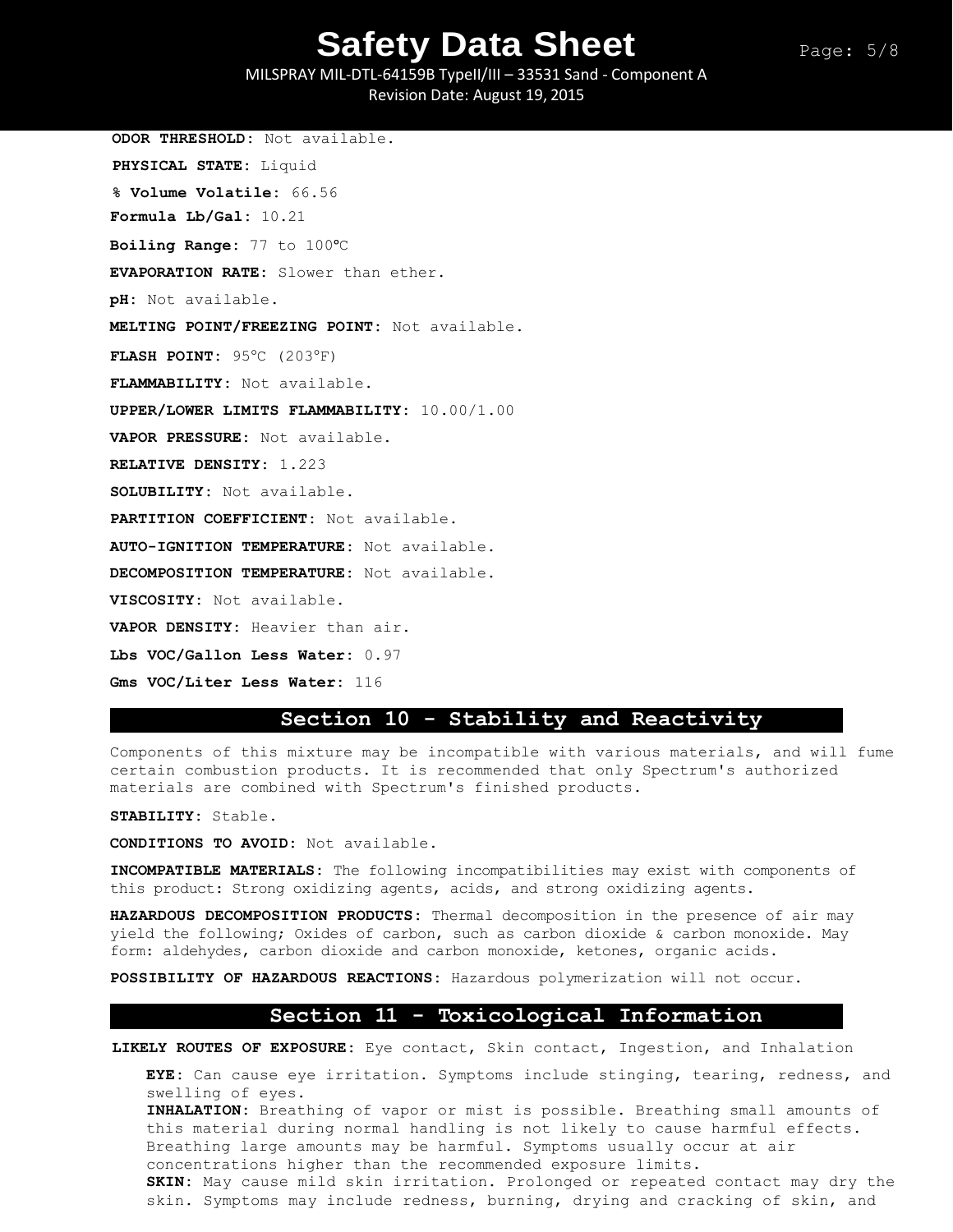**ODOR THRESHOLD:** Not available.

**PHYSICAL STATE:** Liquid

**% Volume Volatile:** 66.56

**Formula Lb/Gal:** 10.21

**Boiling Range:** 77 to 100ºC

**EVAPORATION RATE:** Slower than ether.

**pH:** Not available.

**MELTING POINT/FREEZING POINT:** Not available.

**FLASH POINT:** 95°C (203°F)

**FLAMMABILITY:** Not available.

**UPPER/LOWER LIMITS FLAMMABILITY:** 10.00/1.00

**VAPOR PRESSURE:** Not available.

**RELATIVE DENSITY:** 1.223

**SOLUBILITY:** Not available.

**PARTITION COEFFICIENT:** Not available.

**AUTO-IGNITION TEMPERATURE:** Not available.

**DECOMPOSITION TEMPERATURE:** Not available.

**VISCOSITY:** Not available.

**VAPOR DENSITY:** Heavier than air.

**Lbs VOC/Gallon Less Water:** 0.97

**Gms VOC/Liter Less Water:** 116

## Section 10 - Stability and Reactivity

Components of this mixture may be incompatible with various materials, and will fume certain combustion products. It is recommended that only Spectrum's authorized materials are combined with Spectrum's finished products.

**STABILITY:** Stable.

**CONDITIONS TO AVOID:** Not available.

**INCOMPATIBLE MATERIALS:** The following incompatibilities may exist with components of this product: Strong oxidizing agents, acids, and strong oxidizing agents.

**HAZARDOUS DECOMPOSITION PRODUCTS:** Thermal decomposition in the presence of air may yield the following; Oxides of carbon, such as carbon dioxide & carbon monoxide. May form: aldehydes, carbon dioxide and carbon monoxide, ketones, organic acids.

**POSSIBILITY OF HAZARDOUS REACTIONS:** Hazardous polymerization will not occur.

## Section 11 - Toxicological Information

**LIKELY ROUTES OF EXPOSURE:** Eye contact, Skin contact, Ingestion, and Inhalation

**EYE:** Can cause eye irritation. Symptoms include stinging, tearing, redness, and swelling of eyes.
**INHALATION:** Breathing of vapor or mist is possible. Breathing small amounts of this material during normal handling is not likely to cause harmful effects. Breathing large amounts may be harmful. Symptoms usually occur at air concentrations higher than the recommended exposure limits.
**SKIN:** May cause mild skin irritation. Prolonged or repeated contact may dry the skin. Symptoms may include redness, burning, drying and cracking of skin, and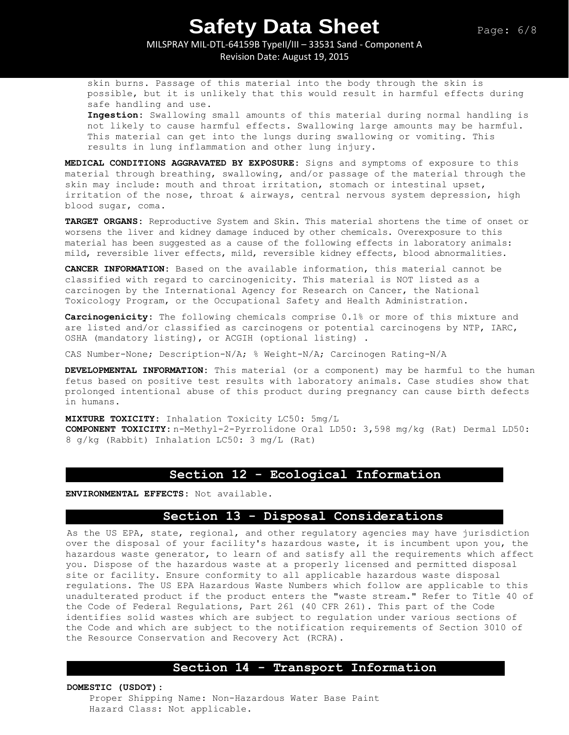skin burns. Passage of this material into the body through the skin is possible, but it is unlikely that this would result in harmful effects during safe handling and use.

**Ingestion:** Swallowing small amounts of this material during normal handling is not likely to cause harmful effects. Swallowing large amounts may be harmful. This material can get into the lungs during swallowing or vomiting. This results in lung inflammation and other lung injury.

**MEDICAL CONDITIONS AGGRAVATED BY EXPOSURE:** Signs and symptoms of exposure to this material through breathing, swallowing, and/or passage of the material through the skin may include: mouth and throat irritation, stomach or intestinal upset, irritation of the nose, throat & airways, central nervous system depression, high blood sugar, coma.

**TARGET ORGANS:** Reproductive System and Skin. This material shortens the time of onset or worsens the liver and kidney damage induced by other chemicals. Overexposure to this material has been suggested as a cause of the following effects in laboratory animals: mild, reversible liver effects, mild, reversible kidney effects, blood abnormalities.

**CANCER INFORMATION:** Based on the available information, this material cannot be classified with regard to carcinogenicity. This material is NOT listed as a carcinogen by the International Agency for Research on Cancer, the National Toxicology Program, or the Occupational Safety and Health Administration.

**Carcinogenicity:** The following chemicals comprise 0.1% or more of this mixture and are listed and/or classified as carcinogens or potential carcinogens by NTP, IARC, OSHA (mandatory listing), or ACGIH (optional listing) .

CAS Number-None; Description-N/A; % Weight-N/A; Carcinogen Rating-N/A

**DEVELOPMENTAL INFORMATION:** This material (or a component) may be harmful to the human fetus based on positive test results with laboratory animals. Case studies show that prolonged intentional abuse of this product during pregnancy can cause birth defects in humans.

**MIXTURE TOXICITY:** Inhalation Toxicity LC50: 5mg/L
**COMPONENT TOXICITY:** n-Methyl-2-Pyrrolidone Oral LD50: 3,598 mg/kg (Rat) Dermal LD50: 8 g/kg (Rabbit) Inhalation LC50: 3 mg/L (Rat)

## Section 12 - Ecological Information

**ENVIRONMENTAL EFFECTS:** Not available.

## Section 13 - Disposal Considerations

As the US EPA, state, regional, and other regulatory agencies may have jurisdiction over the disposal of your facility's hazardous waste, it is incumbent upon you, the hazardous waste generator, to learn of and satisfy all the requirements which affect you. Dispose of the hazardous waste at a properly licensed and permitted disposal site or facility. Ensure conformity to all applicable hazardous waste disposal regulations. The US EPA Hazardous Waste Numbers which follow are applicable to this unadulterated product if the product enters the "waste stream." Refer to Title 40 of the Code of Federal Regulations, Part 261 (40 CFR 261). This part of the Code identifies solid wastes which are subject to regulation under various sections of the Code and which are subject to the notification requirements of Section 3010 of the Resource Conservation and Recovery Act (RCRA).

## Section 14 - Transport Information

**DOMESTIC (USDOT):**

Proper Shipping Name: Non-Hazardous Water Base Paint
Hazard Class: Not applicable.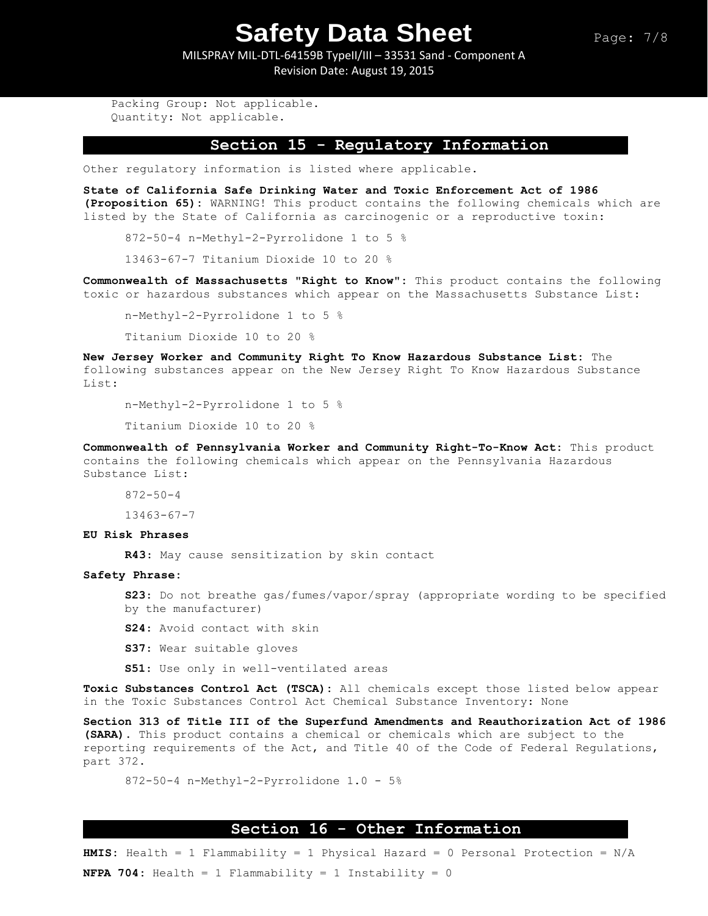Packing Group: Not applicable.
Quantity: Not applicable.

## Section 15 - Regulatory Information

Other regulatory information is listed where applicable.

**State of California Safe Drinking Water and Toxic Enforcement Act of 1986 (Proposition 65):** WARNING! This product contains the following chemicals which are listed by the State of California as carcinogenic or a reproductive toxin:

872-50-4 n-Methyl-2-Pyrrolidone 1 to 5 %

13463-67-7 Titanium Dioxide 10 to 20 %

**Commonwealth of Massachusetts "Right to Know":** This product contains the following toxic or hazardous substances which appear on the Massachusetts Substance List:

n-Methyl-2-Pyrrolidone 1 to 5 %

Titanium Dioxide 10 to 20 %

**New Jersey Worker and Community Right To Know Hazardous Substance List:** The following substances appear on the New Jersey Right To Know Hazardous Substance List:

n-Methyl-2-Pyrrolidone 1 to 5 %

Titanium Dioxide 10 to 20 %

**Commonwealth of Pennsylvania Worker and Community Right-To-Know Act:** This product contains the following chemicals which appear on the Pennsylvania Hazardous Substance List:

872-50-4

13463-67-7

**EU Risk Phrases**

**R43:** May cause sensitization by skin contact

**Safety Phrase:**

**S23:** Do not breathe gas/fumes/vapor/spray (appropriate wording to be specified by the manufacturer)

**S24:** Avoid contact with skin

**S37:** Wear suitable gloves

**S51:** Use only in well-ventilated areas

**Toxic Substances Control Act (TSCA):** All chemicals except those listed below appear in the Toxic Substances Control Act Chemical Substance Inventory: None

**Section 313 of Title III of the Superfund Amendments and Reauthorization Act of 1986 (SARA).** This product contains a chemical or chemicals which are subject to the reporting requirements of the Act, and Title 40 of the Code of Federal Regulations, part 372.

872-50-4 n-Methyl-2-Pyrrolidone 1.0 - 5%

## Section 16 - Other Information

**HMIS:** Health = 1 Flammability = 1 Physical Hazard = 0 Personal Protection = N/A

**NFPA 704:** Health = 1 Flammability = 1 Instability = 0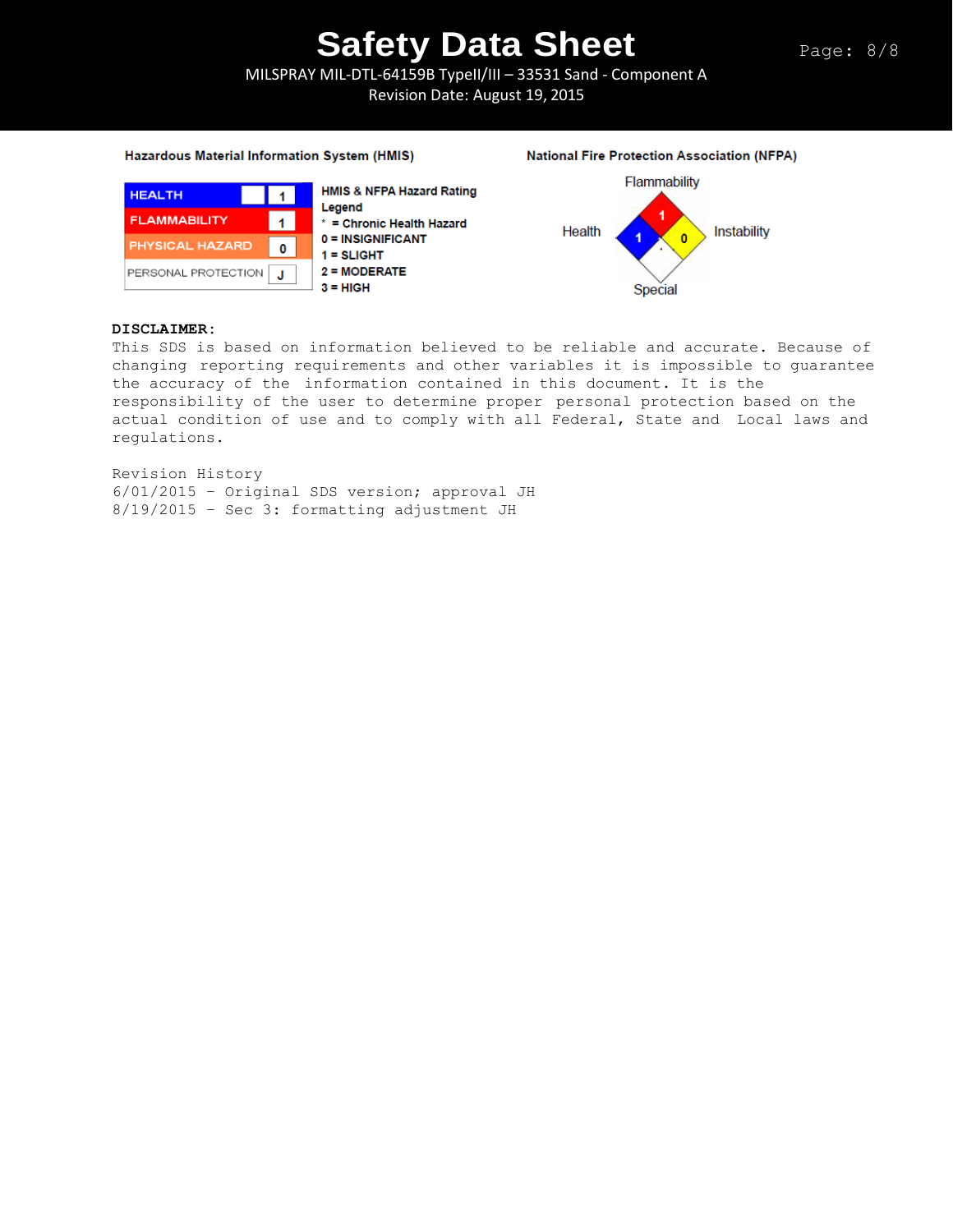**Hazardous Material Information System (HMIS)**

| | |
|---|---|
| HEALTH | 1 |
| FLAMMABILITY | 1 |
| PHYSICAL HAZARD | 0 |
| PERSONAL PROTECTION | J |

**HMIS & NFPA Hazard Rating Legend**
* = Chronic Health Hazard
0 = INSIGNIFICANT
1 = SLIGHT
2 = MODERATE
3 = HIGH

**National Fire Protection Association (NFPA)**

Flammability
1
Health
1
Instability
0
Special

**DISCLAIMER:**
This SDS is based on information believed to be reliable and accurate. Because of changing reporting requirements and other variables it is impossible to guarantee the accuracy of the information contained in this document. It is the responsibility of the user to determine proper personal protection based on the actual condition of use and to comply with all Federal, State and Local laws and regulations.

Revision History
6/01/2015 – Original SDS version; approval JH
8/19/2015 – Sec 3: formatting adjustment JH